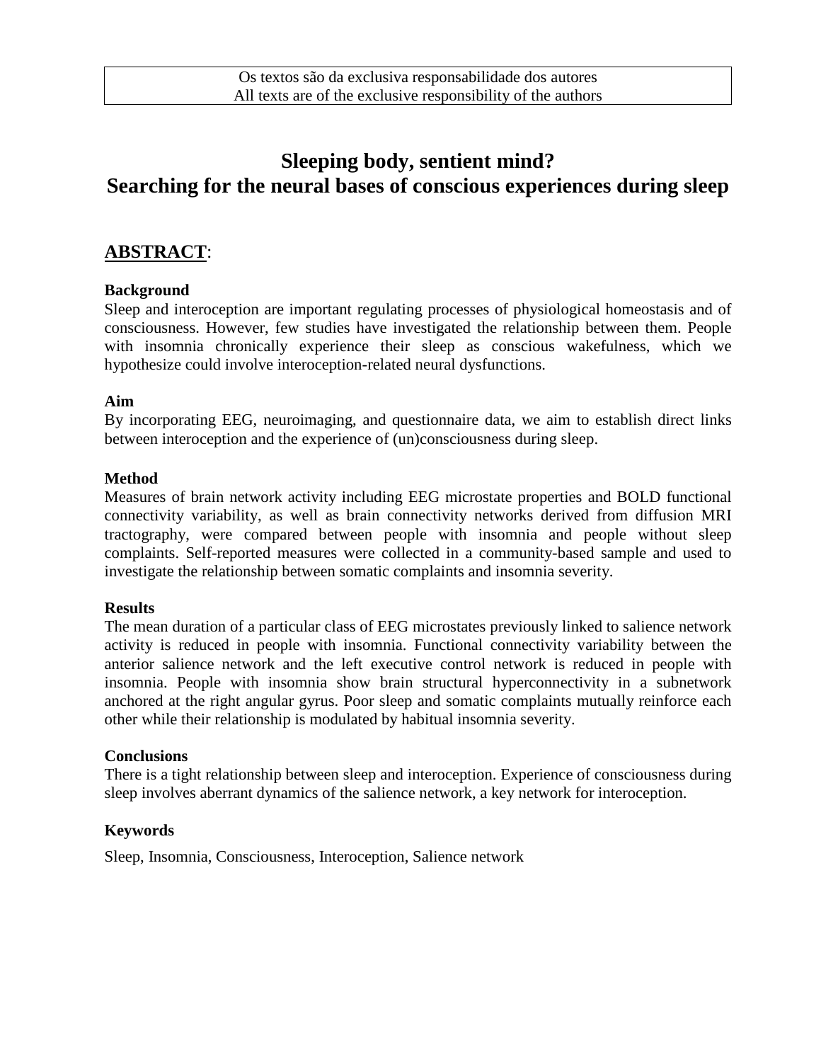Os textos são da exclusiva responsabilidade dos autores
All texts are of the exclusive responsibility of the authors

# Sleeping body, sentient mind?
# Searching for the neural bases of conscious experiences during sleep

## ABSTRACT:

### Background

Sleep and interoception are important regulating processes of physiological homeostasis and of consciousness. However, few studies have investigated the relationship between them. People with insomnia chronically experience their sleep as conscious wakefulness, which we hypothesize could involve interoception-related neural dysfunctions.

### Aim

By incorporating EEG, neuroimaging, and questionnaire data, we aim to establish direct links between interoception and the experience of (un)consciousness during sleep.

### Method

Measures of brain network activity including EEG microstate properties and BOLD functional connectivity variability, as well as brain connectivity networks derived from diffusion MRI tractography, were compared between people with insomnia and people without sleep complaints. Self-reported measures were collected in a community-based sample and used to investigate the relationship between somatic complaints and insomnia severity.

### Results

The mean duration of a particular class of EEG microstates previously linked to salience network activity is reduced in people with insomnia. Functional connectivity variability between the anterior salience network and the left executive control network is reduced in people with insomnia. People with insomnia show brain structural hyperconnectivity in a subnetwork anchored at the right angular gyrus. Poor sleep and somatic complaints mutually reinforce each other while their relationship is modulated by habitual insomnia severity.

### Conclusions

There is a tight relationship between sleep and interoception. Experience of consciousness during sleep involves aberrant dynamics of the salience network, a key network for interoception.

### Keywords

Sleep, Insomnia, Consciousness, Interoception, Salience network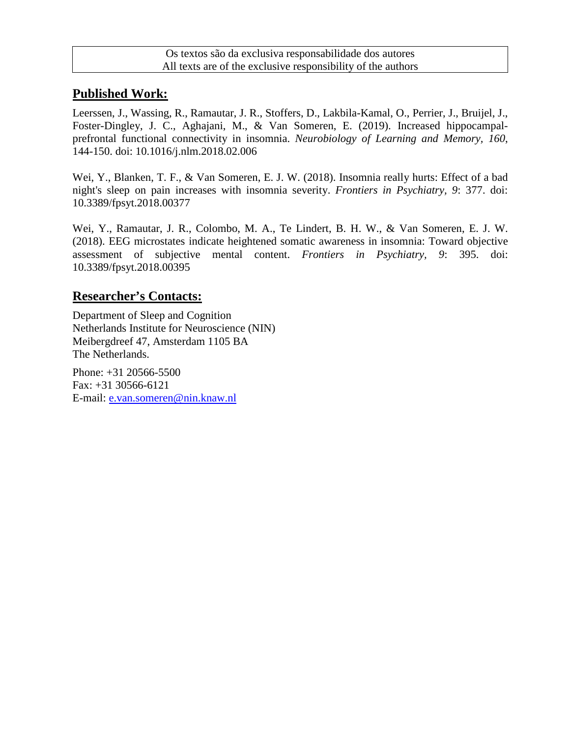Os textos são da exclusiva responsabilidade dos autores
All texts are of the exclusive responsibility of the authors

## Published Work:

Leerssen, J., Wassing, R., Ramautar, J. R., Stoffers, D., Lakbila-Kamal, O., Perrier, J., Bruijel, J., Foster-Dingley, J. C., Aghajani, M., & Van Someren, E. (2019). Increased hippocampal-prefrontal functional connectivity in insomnia. *Neurobiology of Learning and Memory, 160*, 144-150. doi: 10.1016/j.nlm.2018.02.006

Wei, Y., Blanken, T. F., & Van Someren, E. J. W. (2018). Insomnia really hurts: Effect of a bad night's sleep on pain increases with insomnia severity. *Frontiers in Psychiatry*, *9*: 377. doi: 10.3389/fpsyt.2018.00377

Wei, Y., Ramautar, J. R., Colombo, M. A., Te Lindert, B. H. W., & Van Someren, E. J. W. (2018). EEG microstates indicate heightened somatic awareness in insomnia: Toward objective assessment of subjective mental content. *Frontiers in Psychiatry*, *9*: 395. doi: 10.3389/fpsyt.2018.00395

## Researcher's Contacts:

Department of Sleep and Cognition
Netherlands Institute for Neuroscience (NIN)
Meibergdreef 47, Amsterdam 1105 BA
The Netherlands.

Phone: +31 20566-5500
Fax: +31 30566-6121
E-mail: e.van.someren@nin.knaw.nl